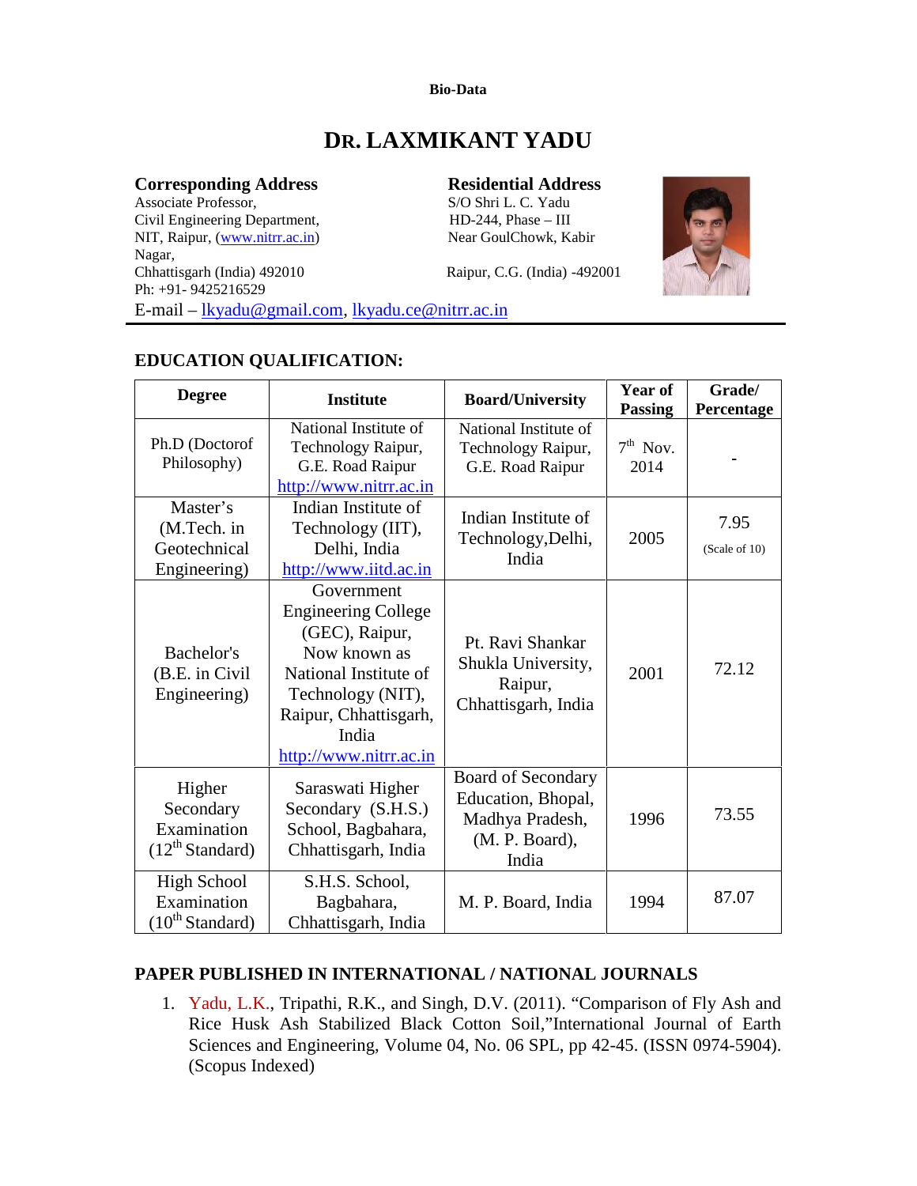**Bio-Data**

# DR. LAXMIKANT YADU

**Corresponding Address**
Associate Professor,
Civil Engineering Department,
NIT, Raipur, (www.nitrr.ac.in)
Nagar,
Chhattisgarh (India) 492010
Ph: +91- 9425216529

**Residential Address**
S/O Shri L. C. Yadu
HD-244, Phase – III
Near GoulChowk, Kabir
Raipur, C.G. (India) -492001

E-mail – lkyadu@gmail.com, lkyadu.ce@nitrr.ac.in

## EDUCATION QUALIFICATION:

| Degree | Institute | Board/University | Year of Passing | Grade/ Percentage |
|---|---|---|---|---|
| Ph.D (Doctorof Philosophy) | National Institute of Technology Raipur, G.E. Road Raipur http://www.nitrr.ac.in | National Institute of Technology Raipur, G.E. Road Raipur | 7th Nov. 2014 | - |
| Master's (M.Tech. in Geotechnical Engineering) | Indian Institute of Technology (IIT), Delhi, India http://www.iitd.ac.in | Indian Institute of Technology,Delhi, India | 2005 | 7.95 (Scale of 10) |
| Bachelor's (B.E. in Civil Engineering) | Government Engineering College (GEC), Raipur, Now known as National Institute of Technology (NIT), Raipur, Chhattisgarh, India http://www.nitrr.ac.in | Pt. Ravi Shankar Shukla University, Raipur, Chhattisgarh, India | 2001 | 72.12 |
| Higher Secondary Examination (12th Standard) | Saraswati Higher Secondary (S.H.S.) School, Bagbahara, Chhattisgarh, India | Board of Secondary Education, Bhopal, Madhya Pradesh, (M. P. Board), India | 1996 | 73.55 |
| High School Examination (10th Standard) | S.H.S. School, Bagbahara, Chhattisgarh, India | M. P. Board, India | 1994 | 87.07 |

## PAPER PUBLISHED IN INTERNATIONAL / NATIONAL JOURNALS

1. Yadu, L.K., Tripathi, R.K., and Singh, D.V. (2011). "Comparison of Fly Ash and Rice Husk Ash Stabilized Black Cotton Soil,"International Journal of Earth Sciences and Engineering, Volume 04, No. 06 SPL, pp 42-45. (ISSN 0974-5904). (Scopus Indexed)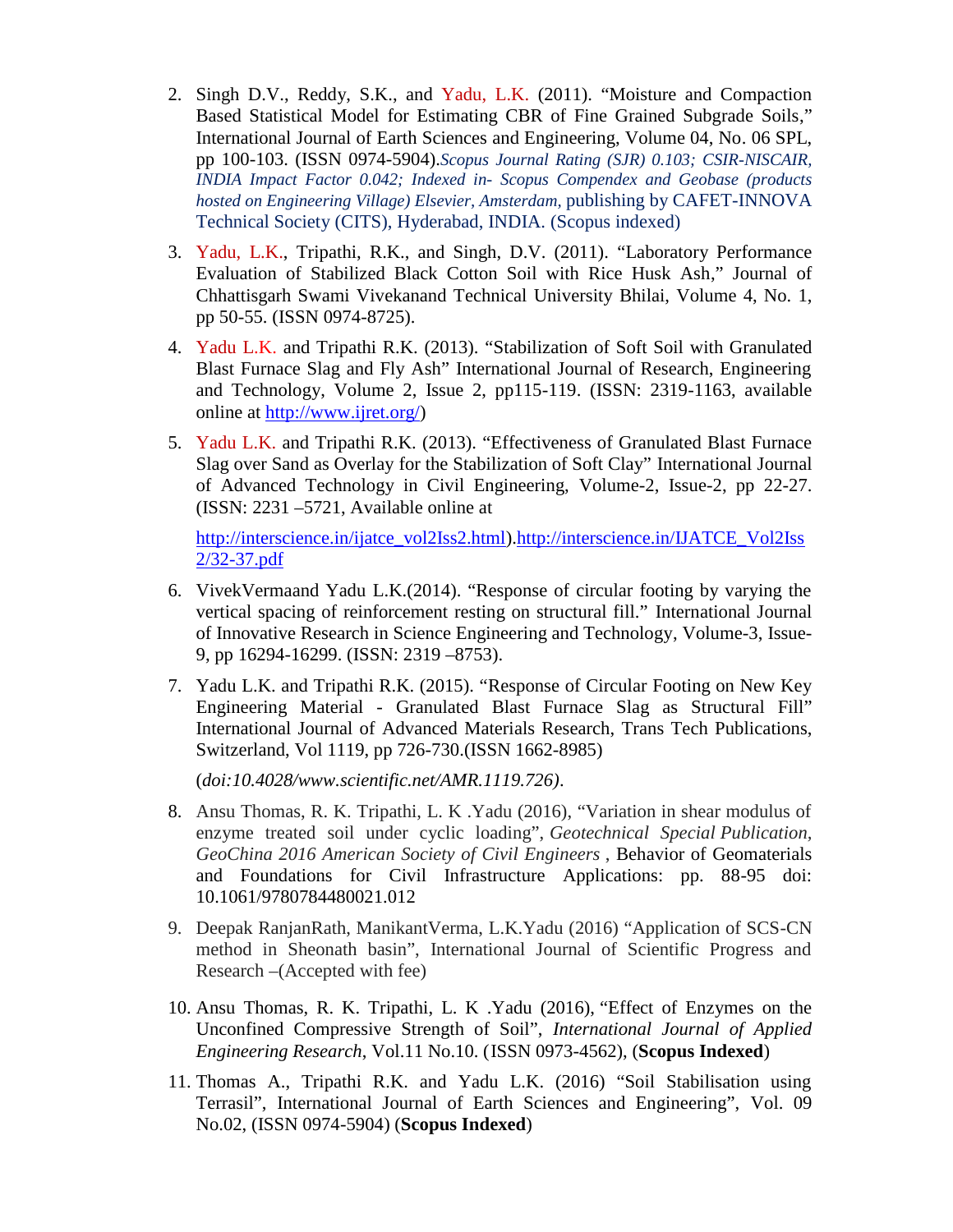2. Singh D.V., Reddy, S.K., and Yadu, L.K. (2011). “Moisture and Compaction Based Statistical Model for Estimating CBR of Fine Grained Subgrade Soils,” International Journal of Earth Sciences and Engineering, Volume 04, No. 06 SPL, pp 100-103. (ISSN 0974-5904).*Scopus Journal Rating (SJR) 0.103; CSIR-NISCAIR, INDIA Impact Factor 0.042; Indexed in- Scopus Compendex and Geobase (products hosted on Engineering Village) Elsevier, Amsterdam,* publishing by CAFET-INNOVA Technical Society (CITS), Hyderabad, INDIA. (Scopus indexed)

3. Yadu, L.K., Tripathi, R.K., and Singh, D.V. (2011). “Laboratory Performance Evaluation of Stabilized Black Cotton Soil with Rice Husk Ash,” Journal of Chhattisgarh Swami Vivekanand Technical University Bhilai, Volume 4, No. 1, pp 50-55. (ISSN 0974-8725).

4. Yadu L.K. and Tripathi R.K. (2013). “Stabilization of Soft Soil with Granulated Blast Furnace Slag and Fly Ash” International Journal of Research, Engineering and Technology, Volume 2, Issue 2, pp115-119. (ISSN: 2319-1163, available online at [http://www.ijret.org/](http://www.ijret.org/))

5. Yadu L.K. and Tripathi R.K. (2013). “Effectiveness of Granulated Blast Furnace Slag over Sand as Overlay for the Stabilization of Soft Clay” International Journal of Advanced Technology in Civil Engineering, Volume-2, Issue-2, pp 22-27. (ISSN: 2231 –5721, Available online at

   [http://interscience.in/ijatce_vol2Iss2.html](http://interscience.in/ijatce_vol2Iss2.html)).[http://interscience.in/IJATCE_Vol2Iss2/32-37.pdf](http://interscience.in/IJATCE_Vol2Iss2/32-37.pdf)

6. VivekVermaand Yadu L.K.(2014). “Response of circular footing by varying the vertical spacing of reinforcement resting on structural fill.” International Journal of Innovative Research in Science Engineering and Technology, Volume-3, Issue-9, pp 16294-16299. (ISSN: 2319 –8753).

7. Yadu L.K. and Tripathi R.K. (2015). “Response of Circular Footing on New Key Engineering Material - Granulated Blast Furnace Slag as Structural Fill” International Journal of Advanced Materials Research, Trans Tech Publications, Switzerland, Vol 1119, pp 726-730.(ISSN 1662-8985)

   (*doi:10.4028/www.scientific.net/AMR.1119.726)*.

8. Ansu Thomas, R. K. Tripathi, L. K .Yadu (2016), “Variation in shear modulus of enzyme treated soil under cyclic loading”, *Geotechnical Special Publication, GeoChina 2016 American Society of Civil Engineers* , Behavior of Geomaterials and Foundations for Civil Infrastructure Applications: pp. 88-95 doi: 10.1061/9780784480021.012

9. Deepak RanjanRath, ManikantVerma, L.K.Yadu (2016) “Application of SCS-CN method in Sheonath basin”, International Journal of Scientific Progress and Research –(Accepted with fee)

10. Ansu Thomas, R. K. Tripathi, L. K .Yadu (2016), “Effect of Enzymes on the Unconfined Compressive Strength of Soil”, *International Journal of Applied Engineering Research*, Vol.11 No.10. (ISSN 0973-4562), (**Scopus Indexed**)

11. Thomas A., Tripathi R.K. and Yadu L.K. (2016) “Soil Stabilisation using Terrasil”, International Journal of Earth Sciences and Engineering”, Vol. 09 No.02, (ISSN 0974-5904) (**Scopus Indexed**)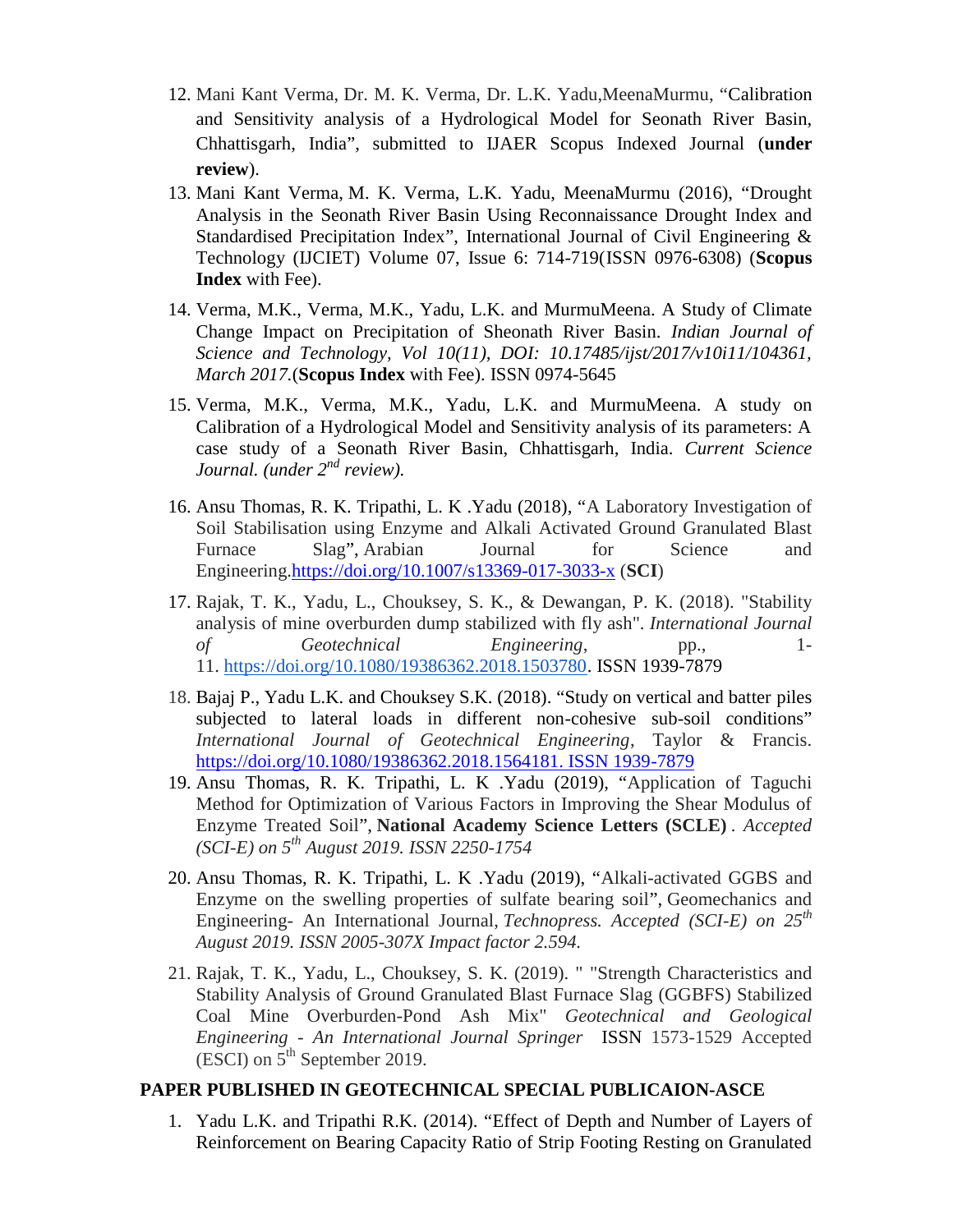12. Mani Kant Verma, Dr. M. K. Verma, Dr. L.K. Yadu,MeenaMurmu, "Calibration and Sensitivity analysis of a Hydrological Model for Seonath River Basin, Chhattisgarh, India", submitted to IJAER Scopus Indexed Journal (**under review**).
13. Mani Kant Verma, M. K. Verma, L.K. Yadu, MeenaMurmu (2016), "Drought Analysis in the Seonath River Basin Using Reconnaissance Drought Index and Standardised Precipitation Index", International Journal of Civil Engineering & Technology (IJCIET) Volume 07, Issue 6: 714-719(ISSN 0976-6308) (**Scopus Index** with Fee).
14. Verma, M.K., Verma, M.K., Yadu, L.K. and MurmuMeena. A Study of Climate Change Impact on Precipitation of Sheonath River Basin. *Indian Journal of Science and Technology, Vol 10(11), DOI: 10.17485/ijst/2017/v10i11/104361, March 2017.*(**Scopus Index** with Fee). ISSN 0974-5645
15. Verma, M.K., Verma, M.K., Yadu, L.K. and MurmuMeena. A study on Calibration of a Hydrological Model and Sensitivity analysis of its parameters: A case study of a Seonath River Basin, Chhattisgarh, India. *Current Science Journal. (under 2nd review).*
16. Ansu Thomas, R. K. Tripathi, L. K .Yadu (2018), "A Laboratory Investigation of Soil Stabilisation using Enzyme and Alkali Activated Ground Granulated Blast Furnace Slag", Arabian Journal for Science and Engineering.https://doi.org/10.1007/s13369-017-3033-x (**SCI**)
17. Rajak, T. K., Yadu, L., Chouksey, S. K., & Dewangan, P. K. (2018). "Stability analysis of mine overburden dump stabilized with fly ash". *International Journal of Geotechnical Engineering*, pp., 1-11. https://doi.org/10.1080/19386362.2018.1503780. ISSN 1939-7879
18. Bajaj P., Yadu L.K. and Chouksey S.K. (2018). "Study on vertical and batter piles subjected to lateral loads in different non-cohesive sub-soil conditions" *International Journal of Geotechnical Engineering*, Taylor & Francis. https://doi.org/10.1080/19386362.2018.1564181. ISSN 1939-7879
19. Ansu Thomas, R. K. Tripathi, L. K .Yadu (2019), "Application of Taguchi Method for Optimization of Various Factors in Improving the Shear Modulus of Enzyme Treated Soil", **National Academy Science Letters (SCLE)** . *Accepted (SCI-E) on 5th August 2019. ISSN 2250-1754*
20. Ansu Thomas, R. K. Tripathi, L. K .Yadu (2019), "Alkali-activated GGBS and Enzyme on the swelling properties of sulfate bearing soil", Geomechanics and Engineering- An International Journal, *Technopress. Accepted (SCI-E) on 25th August 2019. ISSN 2005-307X Impact factor 2.594.*
21. Rajak, T. K., Yadu, L., Chouksey, S. K. (2019). " "Strength Characteristics and Stability Analysis of Ground Granulated Blast Furnace Slag (GGBFS) Stabilized Coal Mine Overburden-Pond Ash Mix" *Geotechnical and Geological Engineering - An International Journal Springer* ISSN 1573-1529 Accepted (ESCI) on 5th September 2019.

**PAPER PUBLISHED IN GEOTECHNICAL SPECIAL PUBLICAION-ASCE**

1. Yadu L.K. and Tripathi R.K. (2014). "Effect of Depth and Number of Layers of Reinforcement on Bearing Capacity Ratio of Strip Footing Resting on Granulated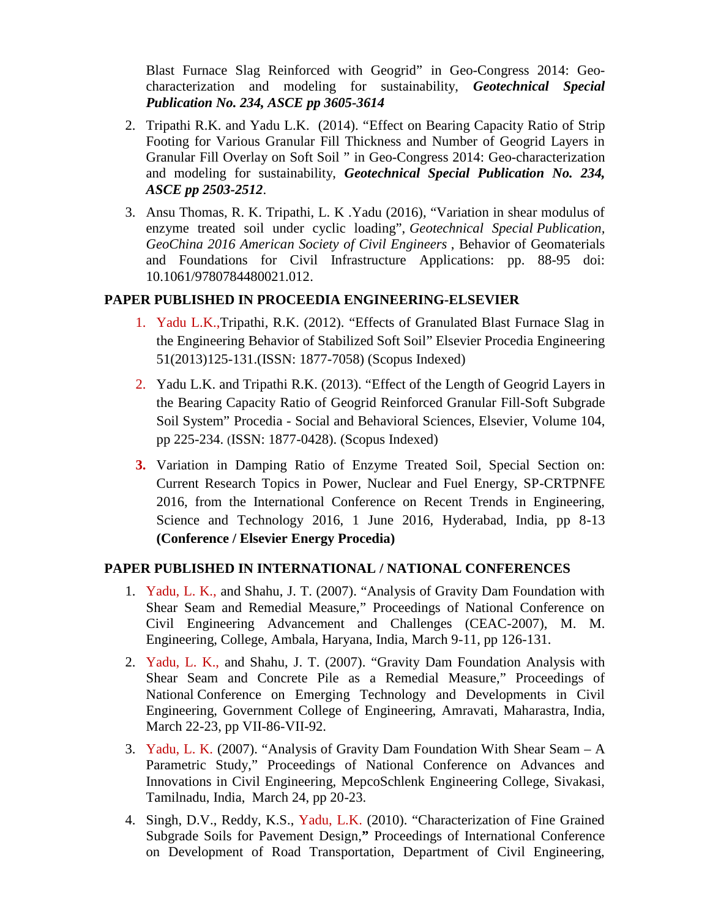Blast Furnace Slag Reinforced with Geogrid" in Geo-Congress 2014: Geo-characterization and modeling for sustainability, ***Geotechnical Special Publication No. 234, ASCE pp 3605-3614***

2. Tripathi R.K. and Yadu L.K. (2014). "Effect on Bearing Capacity Ratio of Strip Footing for Various Granular Fill Thickness and Number of Geogrid Layers in Granular Fill Overlay on Soft Soil " in Geo-Congress 2014: Geo-characterization and modeling for sustainability, ***Geotechnical Special Publication No. 234, ASCE pp 2503-2512***.
3. Ansu Thomas, R. K. Tripathi, L. K .Yadu (2016), "Variation in shear modulus of enzyme treated soil under cyclic loading", *Geotechnical Special Publication, GeoChina 2016 American Society of Civil Engineers* , Behavior of Geomaterials and Foundations for Civil Infrastructure Applications: pp. 88-95 doi: 10.1061/9780784480021.012.

**PAPER PUBLISHED IN PROCEEDIA ENGINEERING-ELSEVIER**

1. Yadu L.K.,Tripathi, R.K. (2012). "Effects of Granulated Blast Furnace Slag in the Engineering Behavior of Stabilized Soft Soil" Elsevier Procedia Engineering 51(2013)125-131.(ISSN: 1877-7058) (Scopus Indexed)
2. Yadu L.K. and Tripathi R.K. (2013). "Effect of the Length of Geogrid Layers in the Bearing Capacity Ratio of Geogrid Reinforced Granular Fill-Soft Subgrade Soil System" Procedia - Social and Behavioral Sciences, Elsevier, Volume 104, pp 225-234. (ISSN: 1877-0428). (Scopus Indexed)
3. Variation in Damping Ratio of Enzyme Treated Soil, Special Section on: Current Research Topics in Power, Nuclear and Fuel Energy, SP-CRTPNFE 2016, from the International Conference on Recent Trends in Engineering, Science and Technology 2016, 1 June 2016, Hyderabad, India, pp 8-13 **(Conference / Elsevier Energy Procedia)**

**PAPER PUBLISHED IN INTERNATIONAL / NATIONAL CONFERENCES**

1. Yadu, L. K., and Shahu, J. T. (2007). "Analysis of Gravity Dam Foundation with Shear Seam and Remedial Measure," Proceedings of National Conference on Civil Engineering Advancement and Challenges (CEAC-2007), M. M. Engineering, College, Ambala, Haryana, India, March 9-11, pp 126-131.
2. Yadu, L. K., and Shahu, J. T. (2007). "Gravity Dam Foundation Analysis with Shear Seam and Concrete Pile as a Remedial Measure," Proceedings of National Conference on Emerging Technology and Developments in Civil Engineering, Government College of Engineering, Amravati, Maharastra, India, March 22-23, pp VII-86-VII-92.
3. Yadu, L. K. (2007). "Analysis of Gravity Dam Foundation With Shear Seam – A Parametric Study," Proceedings of National Conference on Advances and Innovations in Civil Engineering, MepcoSchlenk Engineering College, Sivakasi, Tamilnadu, India, March 24, pp 20-23.
4. Singh, D.V., Reddy, K.S., Yadu, L.K. (2010). "Characterization of Fine Grained Subgrade Soils for Pavement Design,**"** Proceedings of International Conference on Development of Road Transportation, Department of Civil Engineering,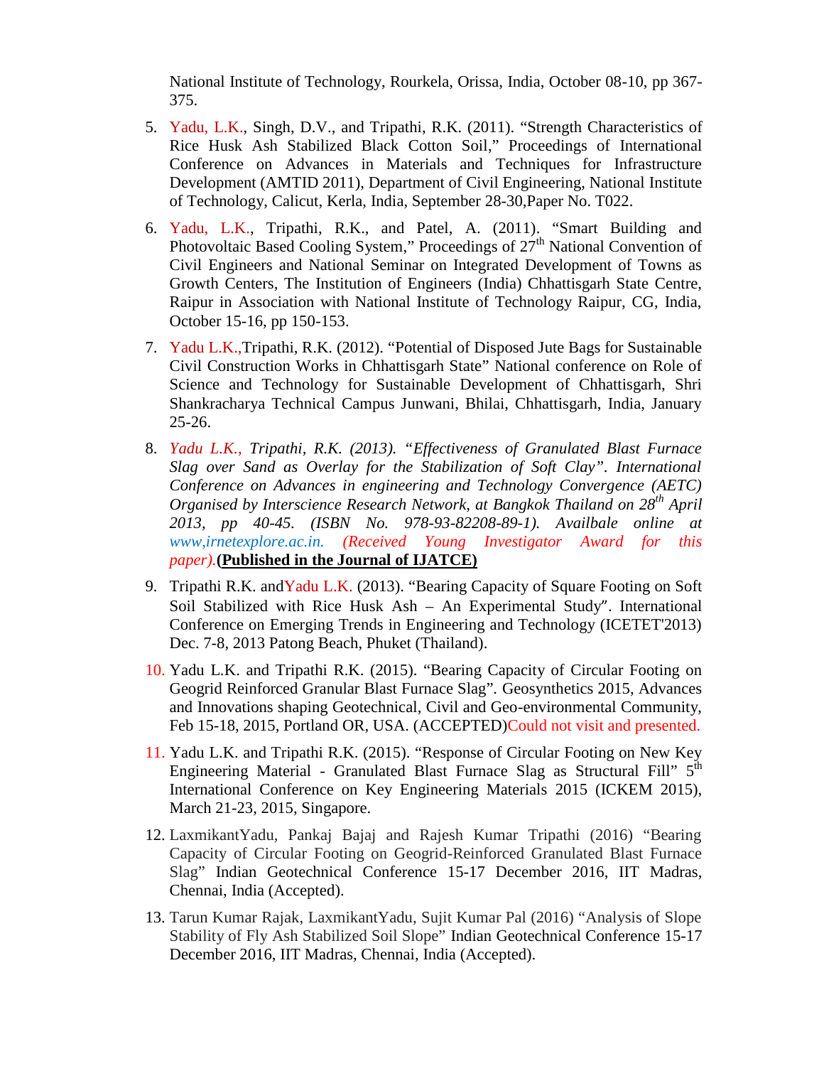National Institute of Technology, Rourkela, Orissa, India, October 08-10, pp 367-375.

5. Yadu, L.K., Singh, D.V., and Tripathi, R.K. (2011). "Strength Characteristics of Rice Husk Ash Stabilized Black Cotton Soil," Proceedings of International Conference on Advances in Materials and Techniques for Infrastructure Development (AMTID 2011), Department of Civil Engineering, National Institute of Technology, Calicut, Kerla, India, September 28-30,Paper No. T022.

6. Yadu, L.K., Tripathi, R.K., and Patel, A. (2011). "Smart Building and Photovoltaic Based Cooling System," Proceedings of 27th National Convention of Civil Engineers and National Seminar on Integrated Development of Towns as Growth Centers, The Institution of Engineers (India) Chhattisgarh State Centre, Raipur in Association with National Institute of Technology Raipur, CG, India, October 15-16, pp 150-153.

7. Yadu L.K.,Tripathi, R.K. (2012). "Potential of Disposed Jute Bags for Sustainable Civil Construction Works in Chhattisgarh State" National conference on Role of Science and Technology for Sustainable Development of Chhattisgarh, Shri Shankracharya Technical Campus Junwani, Bhilai, Chhattisgarh, India, January 25-26.

8. *Yadu L.K., Tripathi, R.K. (2013). "Effectiveness of Granulated Blast Furnace Slag over Sand as Overlay for the Stabilization of Soft Clay". International Conference on Advances in engineering and Technology Convergence (AETC) Organised by Interscience Research Network, at Bangkok Thailand on 28th April 2013, pp 40-45. (ISBN No. 978-93-82208-89-1). Availbale online at www,irnetexplore.ac.in. (Received Young Investigator Award for this paper).* **(Published in the Journal of IJATCE)**

9. Tripathi R.K. andYadu L.K. (2013). "Bearing Capacity of Square Footing on Soft Soil Stabilized with Rice Husk Ash – An Experimental Study". International Conference on Emerging Trends in Engineering and Technology (ICETET'2013) Dec. 7-8, 2013 Patong Beach, Phuket (Thailand).

10. Yadu L.K. and Tripathi R.K. (2015). "Bearing Capacity of Circular Footing on Geogrid Reinforced Granular Blast Furnace Slag". Geosynthetics 2015, Advances and Innovations shaping Geotechnical, Civil and Geo-environmental Community, Feb 15-18, 2015, Portland OR, USA. (ACCEPTED)Could not visit and presented.

11. Yadu L.K. and Tripathi R.K. (2015). "Response of Circular Footing on New Key Engineering Material - Granulated Blast Furnace Slag as Structural Fill" 5th International Conference on Key Engineering Materials 2015 (ICKEM 2015), March 21-23, 2015, Singapore.

12. LaxmikantYadu, Pankaj Bajaj and Rajesh Kumar Tripathi (2016) "Bearing Capacity of Circular Footing on Geogrid-Reinforced Granulated Blast Furnace Slag" Indian Geotechnical Conference 15-17 December 2016, IIT Madras, Chennai, India (Accepted).

13. Tarun Kumar Rajak, LaxmikantYadu, Sujit Kumar Pal (2016) "Analysis of Slope Stability of Fly Ash Stabilized Soil Slope" Indian Geotechnical Conference 15-17 December 2016, IIT Madras, Chennai, India (Accepted).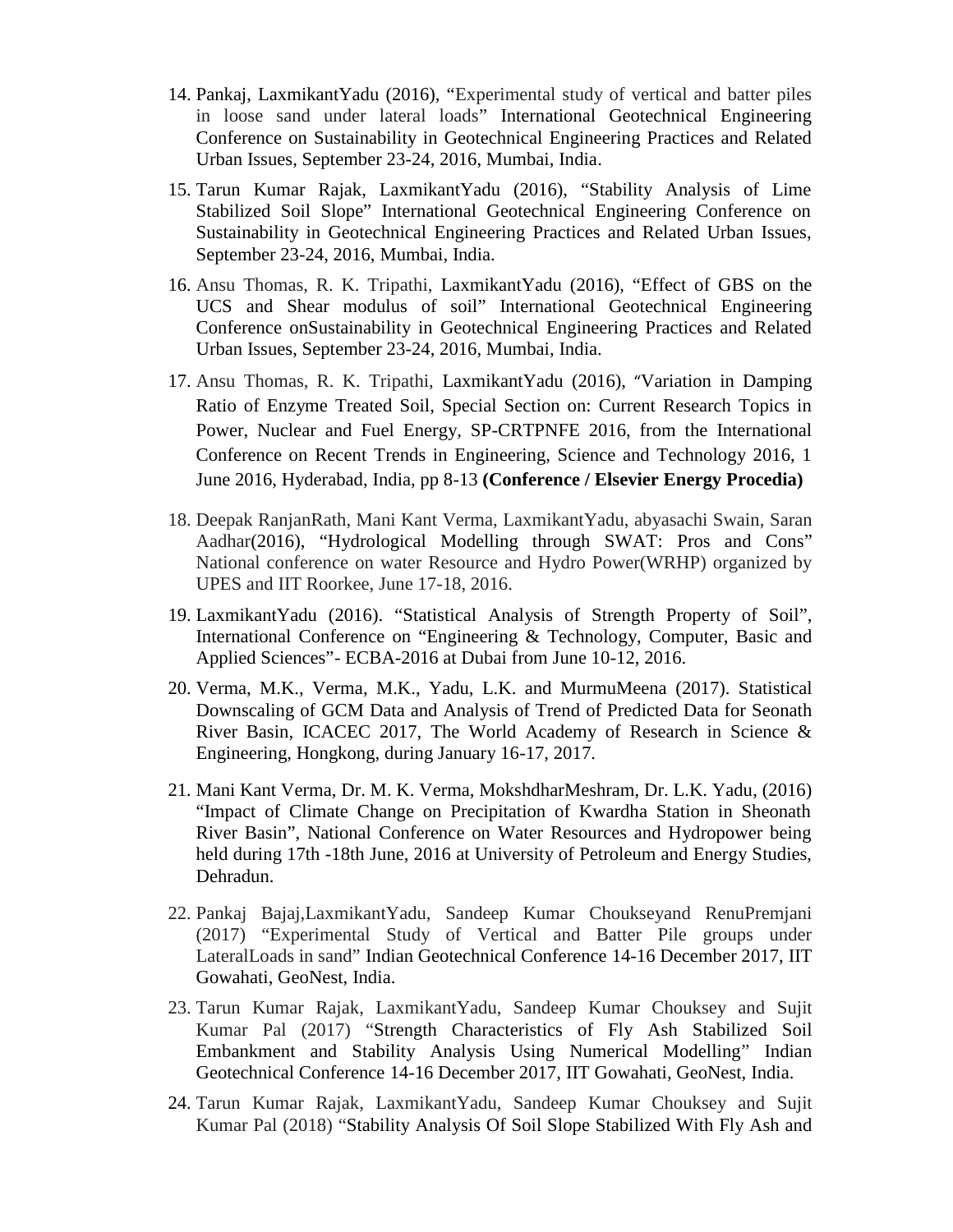14. Pankaj, LaxmikantYadu (2016), "Experimental study of vertical and batter piles in loose sand under lateral loads" International Geotechnical Engineering Conference on Sustainability in Geotechnical Engineering Practices and Related Urban Issues, September 23-24, 2016, Mumbai, India.

15. Tarun Kumar Rajak, LaxmikantYadu (2016), "Stability Analysis of Lime Stabilized Soil Slope" International Geotechnical Engineering Conference on Sustainability in Geotechnical Engineering Practices and Related Urban Issues, September 23-24, 2016, Mumbai, India.

16. Ansu Thomas, R. K. Tripathi, LaxmikantYadu (2016), "Effect of GBS on the UCS and Shear modulus of soil" International Geotechnical Engineering Conference onSustainability in Geotechnical Engineering Practices and Related Urban Issues, September 23-24, 2016, Mumbai, India.

17. Ansu Thomas, R. K. Tripathi, LaxmikantYadu (2016), "Variation in Damping Ratio of Enzyme Treated Soil, Special Section on: Current Research Topics in Power, Nuclear and Fuel Energy, SP-CRTPNFE 2016, from the International Conference on Recent Trends in Engineering, Science and Technology 2016, 1 June 2016, Hyderabad, India, pp 8-13 **(Conference / Elsevier Energy Procedia)**

18. Deepak RanjanRath, Mani Kant Verma, LaxmikantYadu, abyasachi Swain, Saran Aadhar(2016), "Hydrological Modelling through SWAT: Pros and Cons" National conference on water Resource and Hydro Power(WRHP) organized by UPES and IIT Roorkee, June 17-18, 2016.

19. LaxmikantYadu (2016). "Statistical Analysis of Strength Property of Soil", International Conference on "Engineering & Technology, Computer, Basic and Applied Sciences"- ECBA-2016 at Dubai from June 10-12, 2016.

20. Verma, M.K., Verma, M.K., Yadu, L.K. and MurmuMeena (2017). Statistical Downscaling of GCM Data and Analysis of Trend of Predicted Data for Seonath River Basin, ICACEC 2017, The World Academy of Research in Science & Engineering, Hongkong, during January 16-17, 2017.

21. Mani Kant Verma, Dr. M. K. Verma, MokshdharMeshram, Dr. L.K. Yadu, (2016) "Impact of Climate Change on Precipitation of Kwardha Station in Sheonath River Basin", National Conference on Water Resources and Hydropower being held during 17th -18th June, 2016 at University of Petroleum and Energy Studies, Dehradun.

22. Pankaj Bajaj,LaxmikantYadu, Sandeep Kumar Chouk­seyand RenuPremjani (2017) "Experimental Study of Vertical and Batter Pile groups under LateralLoads in sand" Indian Geotechnical Conference 14-16 December 2017, IIT Gowahati, GeoNest, India.

23. Tarun Kumar Rajak, LaxmikantYadu, Sandeep Kumar Chouksey and Sujit Kumar Pal (2017) "Strength Characteristics of Fly Ash Stabilized Soil Embankment and Stability Analysis Using Numerical Modelling" Indian Geotechnical Conference 14-16 December 2017, IIT Gowahati, GeoNest, India.

24. Tarun Kumar Rajak, LaxmikantYadu, Sandeep Kumar Chouksey and Sujit Kumar Pal (2018) "Stability Analysis Of Soil Slope Stabilized With Fly Ash and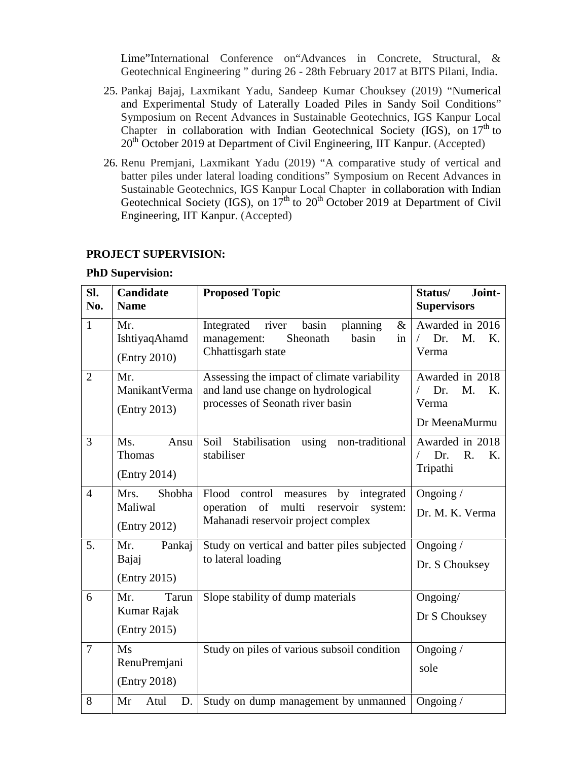Lime"International Conference on"Advances in Concrete, Structural, & Geotechnical Engineering " during 26 - 28th February 2017 at BITS Pilani, India.

25. Pankaj Bajaj, Laxmikant Yadu, Sandeep Kumar Chouksey (2019) "Numerical and Experimental Study of Laterally Loaded Piles in Sandy Soil Conditions" Symposium on Recent Advances in Sustainable Geotechnics, IGS Kanpur Local Chapter in collaboration with Indian Geotechnical Society (IGS), on 17th to 20th October 2019 at Department of Civil Engineering, IIT Kanpur. (Accepted)

26. Renu Premjani, Laxmikant Yadu (2019) "A comparative study of vertical and batter piles under lateral loading conditions" Symposium on Recent Advances in Sustainable Geotechnics, IGS Kanpur Local Chapter in collaboration with Indian Geotechnical Society (IGS), on 17th to 20th October 2019 at Department of Civil Engineering, IIT Kanpur. (Accepted)

**PROJECT SUPERVISION:**

**PhD Supervision:**

| Sl. No. | Candidate Name | Proposed Topic | Status/ Joint-Supervisors |
|---|---|---|---|
| 1 | Mr. IshtiyaqAhamd (Entry 2010) | Integrated river basin planning & management: Sheonath basin in Chhattisgarh state | Awarded in 2016 / Dr. M. K. Verma |
| 2 | Mr. ManikantVerma (Entry 2013) | Assessing the impact of climate variability and land use change on hydrological processes of Seonath river basin | Awarded in 2018 / Dr. M. K. Verma Dr MeenaMurmu |
| 3 | Ms. Ansu Thomas (Entry 2014) | Soil Stabilisation using non-traditional stabiliser | Awarded in 2018 / Dr. R. K. Tripathi |
| 4 | Mrs. Shobha Maliwal (Entry 2012) | Flood control measures by integrated operation of multi reservoir system: Mahanadi reservoir project complex | Ongoing / Dr. M. K. Verma |
| 5. | Mr. Pankaj Bajaj (Entry 2015) | Study on vertical and batter piles subjected to lateral loading | Ongoing / Dr. S Chouksey |
| 6 | Mr. Tarun Kumar Rajak (Entry 2015) | Slope stability of dump materials | Ongoing/ Dr S Chouksey |
| 7 | Ms RenuPremjani (Entry 2018) | Study on piles of various subsoil condition | Ongoing / sole |
| 8 | Mr Atul D. | Study on dump management by unmanned | Ongoing / |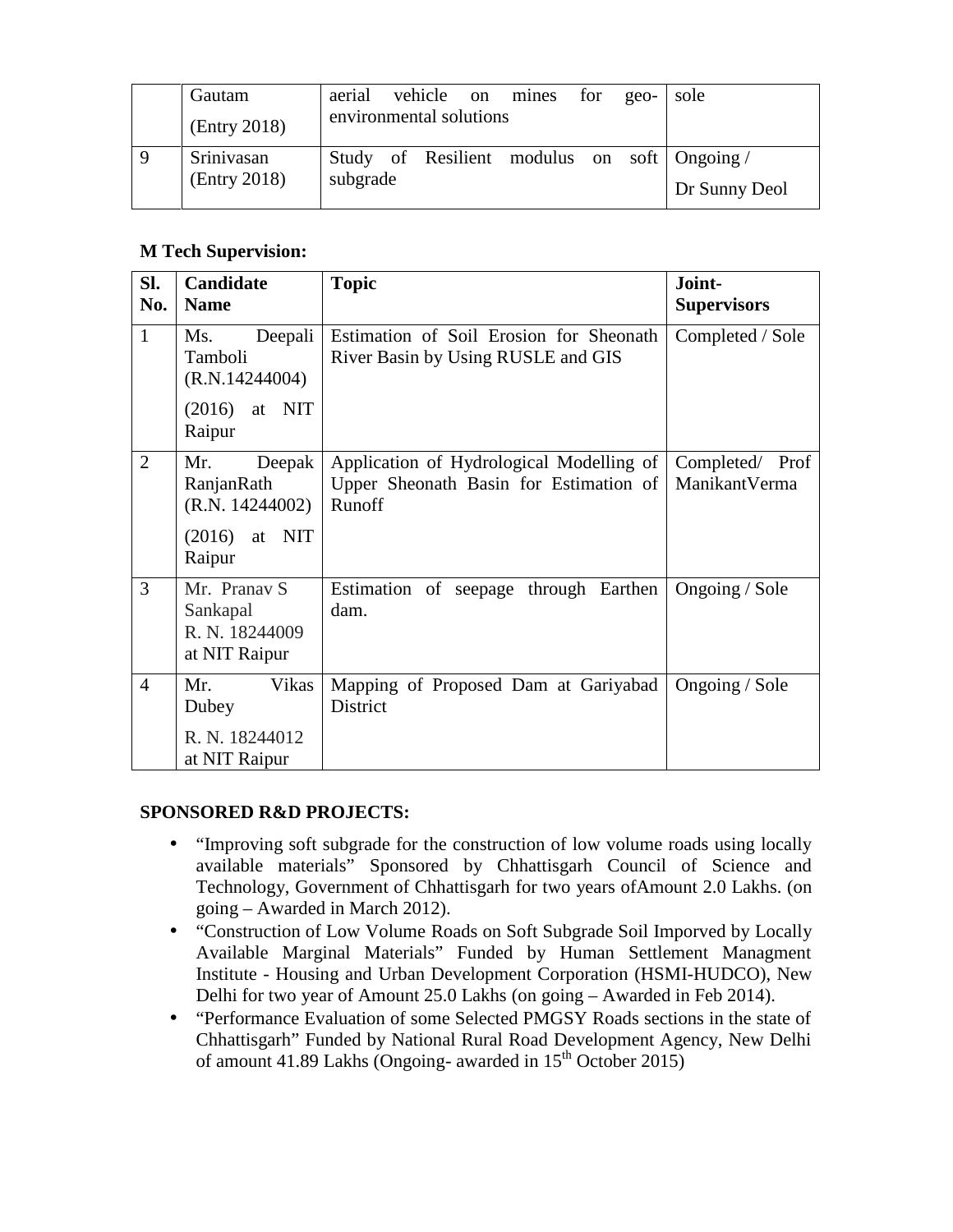|  | Gautam (Entry 2018) | aerial vehicle on mines for geo-environmental solutions | sole |
|---|---|---|---|
| 9 | Srinivasan (Entry 2018) | Study of Resilient modulus on soft subgrade | Ongoing / Dr Sunny Deol |

**M Tech Supervision:**

| Sl. No. | Candidate Name | Topic | Joint-Supervisors |
|---|---|---|---|
| 1 | Ms. Deepali Tamboli (R.N.14244004) (2016) at NIT Raipur | Estimation of Soil Erosion for Sheonath River Basin by Using RUSLE and GIS | Completed / Sole |
| 2 | Mr. Deepak RanjanRath (R.N. 14244002) (2016) at NIT Raipur | Application of Hydrological Modelling of Upper Sheonath Basin for Estimation of Runoff | Completed/ Prof ManikantVerma |
| 3 | Mr. Pranav S Sankapal R. N. 18244009 at NIT Raipur | Estimation of seepage through Earthen dam. | Ongoing / Sole |
| 4 | Mr. Vikas Dubey R. N. 18244012 at NIT Raipur | Mapping of Proposed Dam at Gariyabad District | Ongoing / Sole |

**SPONSORED R&D PROJECTS:**

- "Improving soft subgrade for the construction of low volume roads using locally available materials" Sponsored by Chhattisgarh Council of Science and Technology, Government of Chhattisgarh for two years ofAmount 2.0 Lakhs. (on going – Awarded in March 2012).
- "Construction of Low Volume Roads on Soft Subgrade Soil Imporved by Locally Available Marginal Materials" Funded by Human Settlement Managment Institute - Housing and Urban Development Corporation (HSMI-HUDCO), New Delhi for two year of Amount 25.0 Lakhs (on going – Awarded in Feb 2014).
- "Performance Evaluation of some Selected PMGSY Roads sections in the state of Chhattisgarh" Funded by National Rural Road Development Agency, New Delhi of amount 41.89 Lakhs (Ongoing- awarded in 15th October 2015)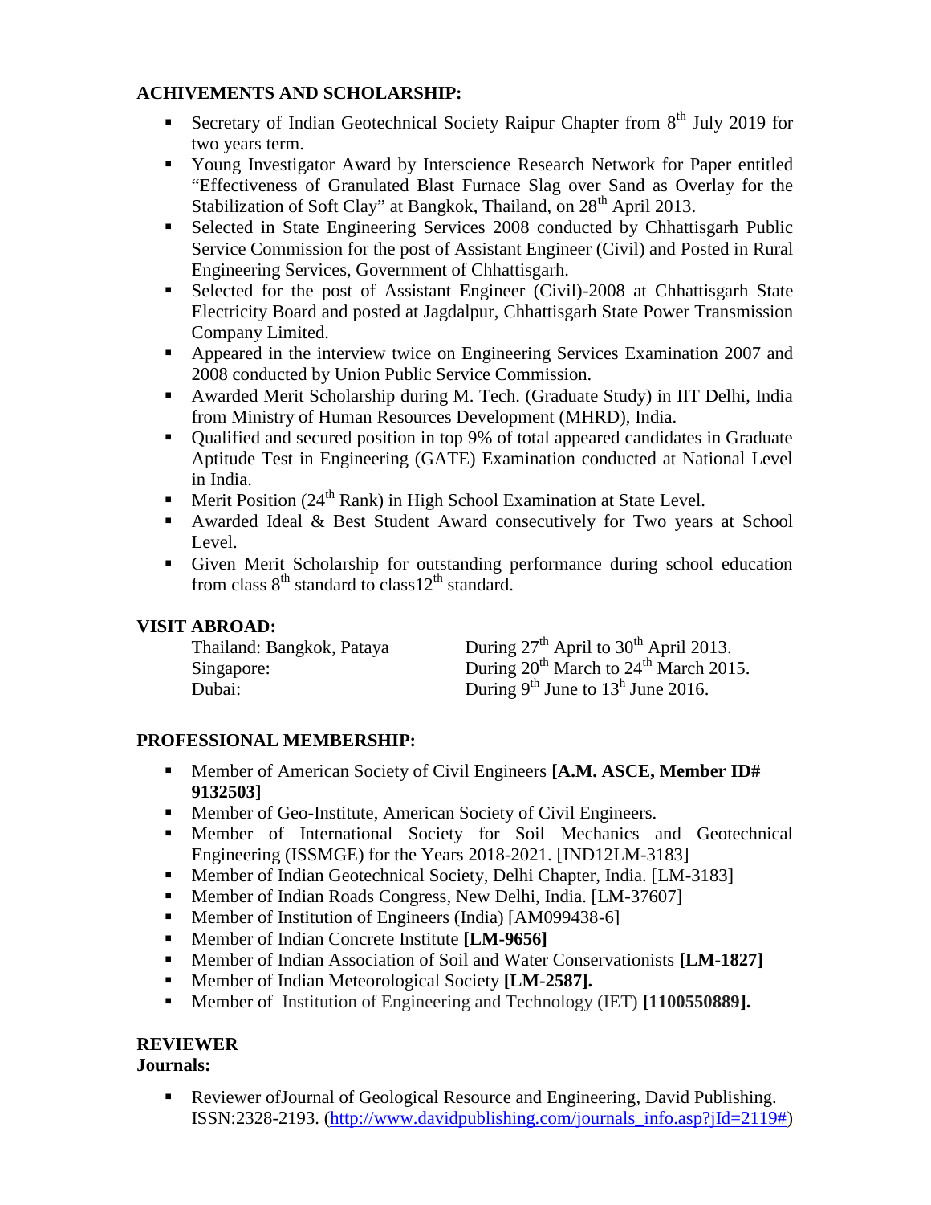## ACHIVEMENTS AND SCHOLARSHIP:

- Secretary of Indian Geotechnical Society Raipur Chapter from 8th July 2019 for two years term.
- Young Investigator Award by Interscience Research Network for Paper entitled "Effectiveness of Granulated Blast Furnace Slag over Sand as Overlay for the Stabilization of Soft Clay" at Bangkok, Thailand, on 28th April 2013.
- Selected in State Engineering Services 2008 conducted by Chhattisgarh Public Service Commission for the post of Assistant Engineer (Civil) and Posted in Rural Engineering Services, Government of Chhattisgarh.
- Selected for the post of Assistant Engineer (Civil)-2008 at Chhattisgarh State Electricity Board and posted at Jagdalpur, Chhattisgarh State Power Transmission Company Limited.
- Appeared in the interview twice on Engineering Services Examination 2007 and 2008 conducted by Union Public Service Commission.
- Awarded Merit Scholarship during M. Tech. (Graduate Study) in IIT Delhi, India from Ministry of Human Resources Development (MHRD), India.
- Qualified and secured position in top 9% of total appeared candidates in Graduate Aptitude Test in Engineering (GATE) Examination conducted at National Level in India.
- Merit Position (24th Rank) in High School Examination at State Level.
- Awarded Ideal & Best Student Award consecutively for Two years at School Level.
- Given Merit Scholarship for outstanding performance during school education from class 8th standard to class12th standard.

## VISIT ABROAD:

| | |
|---|---|
| Thailand: Bangkok, Pataya | During 27th April to 30th April 2013. |
| Singapore: | During 20th March to 24th March 2015. |
| Dubai: | During 9th June to 13h June 2016. |

## PROFESSIONAL MEMBERSHIP:

- Member of American Society of Civil Engineers **[A.M. ASCE, Member ID# 9132503]**
- Member of Geo-Institute, American Society of Civil Engineers.
- Member of International Society for Soil Mechanics and Geotechnical Engineering (ISSMGE) for the Years 2018-2021. [IND12LM-3183]
- Member of Indian Geotechnical Society, Delhi Chapter, India. [LM-3183]
- Member of Indian Roads Congress, New Delhi, India. [LM-37607]
- Member of Institution of Engineers (India) [AM099438-6]
- Member of Indian Concrete Institute **[LM-9656]**
- Member of Indian Association of Soil and Water Conservationists **[LM-1827]**
- Member of Indian Meteorological Society **[LM-2587].**
- Member of Institution of Engineering and Technology (IET) **[1100550889].**

## REVIEWER

### Journals:

- Reviewer ofJournal of Geological Resource and Engineering, David Publishing. ISSN:2328-2193. (http://www.davidpublishing.com/journals_info.asp?jId=2119#)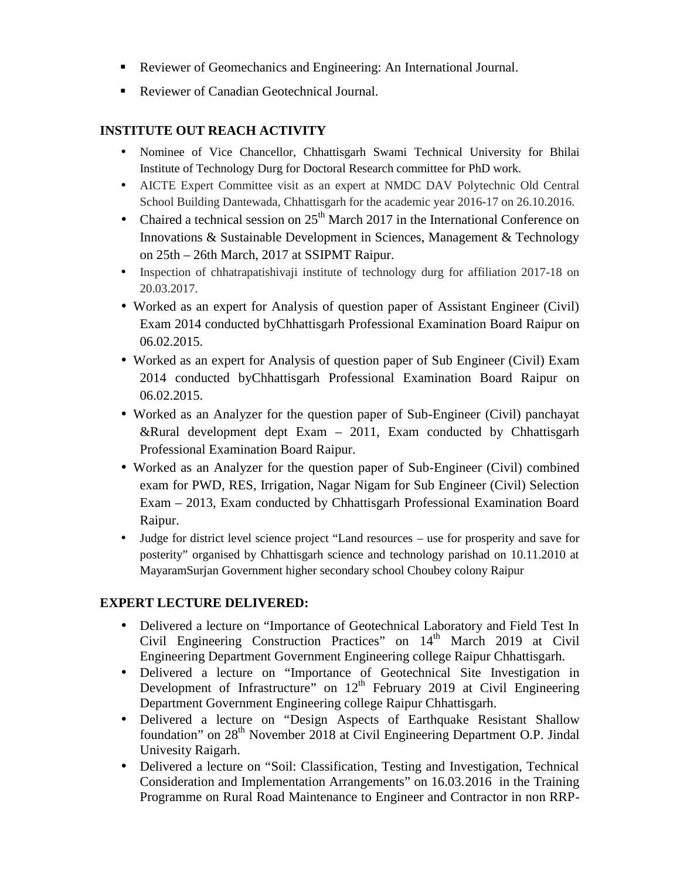- Reviewer of Geomechanics and Engineering: An International Journal.
- Reviewer of Canadian Geotechnical Journal.

## INSTITUTE OUT REACH ACTIVITY

- Nominee of Vice Chancellor, Chhattisgarh Swami Technical University for Bhilai Institute of Technology Durg for Doctoral Research committee for PhD work.
- AICTE Expert Committee visit as an expert at NMDC DAV Polytechnic Old Central School Building Dantewada, Chhattisgarh for the academic year 2016-17 on 26.10.2016.
- Chaired a technical session on 25th March 2017 in the International Conference on Innovations & Sustainable Development in Sciences, Management & Technology on 25th – 26th March, 2017 at SSIPMT Raipur.
- Inspection of chhatrapatishivaji institute of technology durg for affiliation 2017-18 on 20.03.2017.
- Worked as an expert for Analysis of question paper of Assistant Engineer (Civil) Exam 2014 conducted byChhattisgarh Professional Examination Board Raipur on 06.02.2015.
- Worked as an expert for Analysis of question paper of Sub Engineer (Civil) Exam 2014 conducted byChhattisgarh Professional Examination Board Raipur on 06.02.2015.
- Worked as an Analyzer for the question paper of Sub-Engineer (Civil) panchayat &Rural development dept Exam – 2011, Exam conducted by Chhattisgarh Professional Examination Board Raipur.
- Worked as an Analyzer for the question paper of Sub-Engineer (Civil) combined exam for PWD, RES, Irrigation, Nagar Nigam for Sub Engineer (Civil) Selection Exam – 2013, Exam conducted by Chhattisgarh Professional Examination Board Raipur.
- Judge for district level science project "Land resources – use for prosperity and save for posterity" organised by Chhattisgarh science and technology parishad on 10.11.2010 at MayaramSurjan Government higher secondary school Choubey colony Raipur

## EXPERT LECTURE DELIVERED:

- Delivered a lecture on "Importance of Geotechnical Laboratory and Field Test In Civil Engineering Construction Practices" on 14th March 2019 at Civil Engineering Department Government Engineering college Raipur Chhattisgarh.
- Delivered a lecture on "Importance of Geotechnical Site Investigation in Development of Infrastructure" on 12th February 2019 at Civil Engineering Department Government Engineering college Raipur Chhattisgarh.
- Delivered a lecture on "Design Aspects of Earthquake Resistant Shallow foundation" on 28th November 2018 at Civil Engineering Department O.P. Jindal Univesity Raigarh.
- Delivered a lecture on "Soil: Classification, Testing and Investigation, Technical Consideration and Implementation Arrangements" on 16.03.2016 in the Training Programme on Rural Road Maintenance to Engineer and Contractor in non RRP-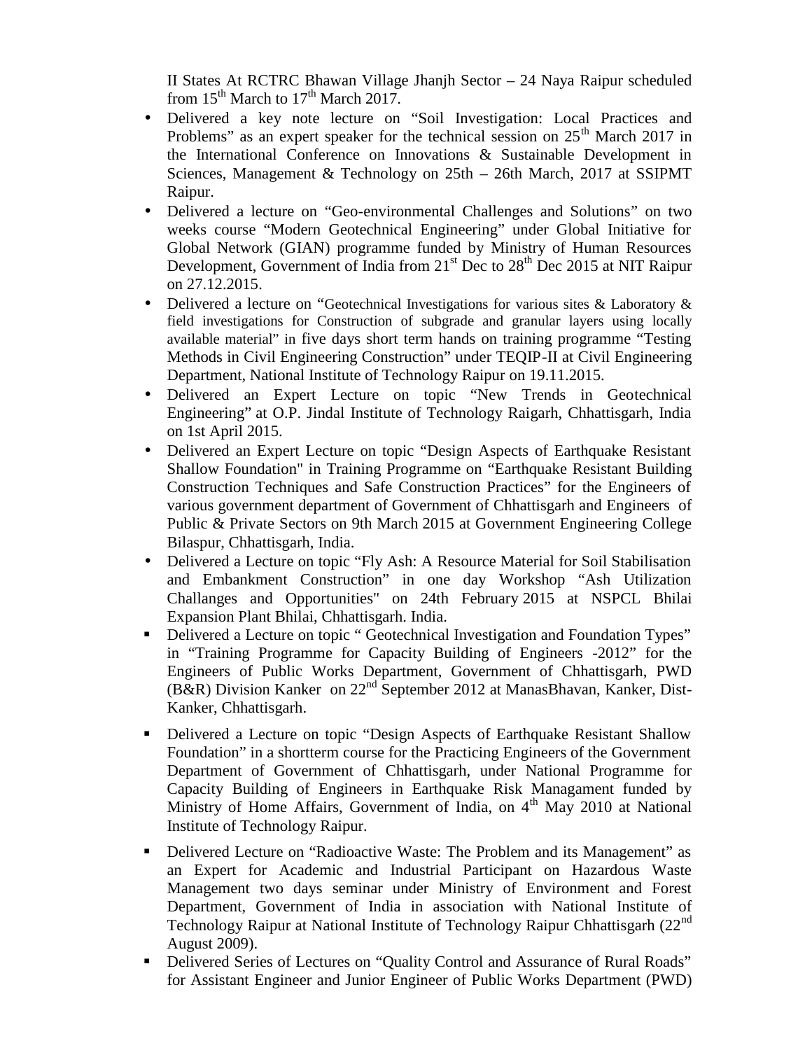II States At RCTRC Bhawan Village Jhanjh Sector – 24 Naya Raipur scheduled from 15th March to 17th March 2017.

- Delivered a key note lecture on “Soil Investigation: Local Practices and Problems” as an expert speaker for the technical session on 25th March 2017 in the International Conference on Innovations & Sustainable Development in Sciences, Management & Technology on 25th – 26th March, 2017 at SSIPMT Raipur.
- Delivered a lecture on “Geo-environmental Challenges and Solutions” on two weeks course “Modern Geotechnical Engineering” under Global Initiative for Global Network (GIAN) programme funded by Ministry of Human Resources Development, Government of India from 21st Dec to 28th Dec 2015 at NIT Raipur on 27.12.2015.
- Delivered a lecture on “Geotechnical Investigations for various sites & Laboratory & field investigations for Construction of subgrade and granular layers using locally available material” in five days short term hands on training programme “Testing Methods in Civil Engineering Construction” under TEQIP-II at Civil Engineering Department, National Institute of Technology Raipur on 19.11.2015.
- Delivered an Expert Lecture on topic “New Trends in Geotechnical Engineering” at O.P. Jindal Institute of Technology Raigarh, Chhattisgarh, India on 1st April 2015.
- Delivered an Expert Lecture on topic “Design Aspects of Earthquake Resistant Shallow Foundation" in Training Programme on “Earthquake Resistant Building Construction Techniques and Safe Construction Practices” for the Engineers of various government department of Government of Chhattisgarh and Engineers of Public & Private Sectors on 9th March 2015 at Government Engineering College Bilaspur, Chhattisgarh, India.
- Delivered a Lecture on topic “Fly Ash: A Resource Material for Soil Stabilisation and Embankment Construction” in one day Workshop “Ash Utilization Challanges and Opportunities" on 24th February 2015 at NSPCL Bhilai Expansion Plant Bhilai, Chhattisgarh. India.
- Delivered a Lecture on topic “ Geotechnical Investigation and Foundation Types” in “Training Programme for Capacity Building of Engineers -2012” for the Engineers of Public Works Department, Government of Chhattisgarh, PWD (B&R) Division Kanker on 22nd September 2012 at ManasBhavan, Kanker, Dist-Kanker, Chhattisgarh.
- Delivered a Lecture on topic “Design Aspects of Earthquake Resistant Shallow Foundation” in a shortterm course for the Practicing Engineers of the Government Department of Government of Chhattisgarh, under National Programme for Capacity Building of Engineers in Earthquake Risk Managament funded by Ministry of Home Affairs, Government of India, on 4th May 2010 at National Institute of Technology Raipur.
- Delivered Lecture on “Radioactive Waste: The Problem and its Management” as an Expert for Academic and Industrial Participant on Hazardous Waste Management two days seminar under Ministry of Environment and Forest Department, Government of India in association with National Institute of Technology Raipur at National Institute of Technology Raipur Chhattisgarh (22nd August 2009).
- Delivered Series of Lectures on “Quality Control and Assurance of Rural Roads” for Assistant Engineer and Junior Engineer of Public Works Department (PWD)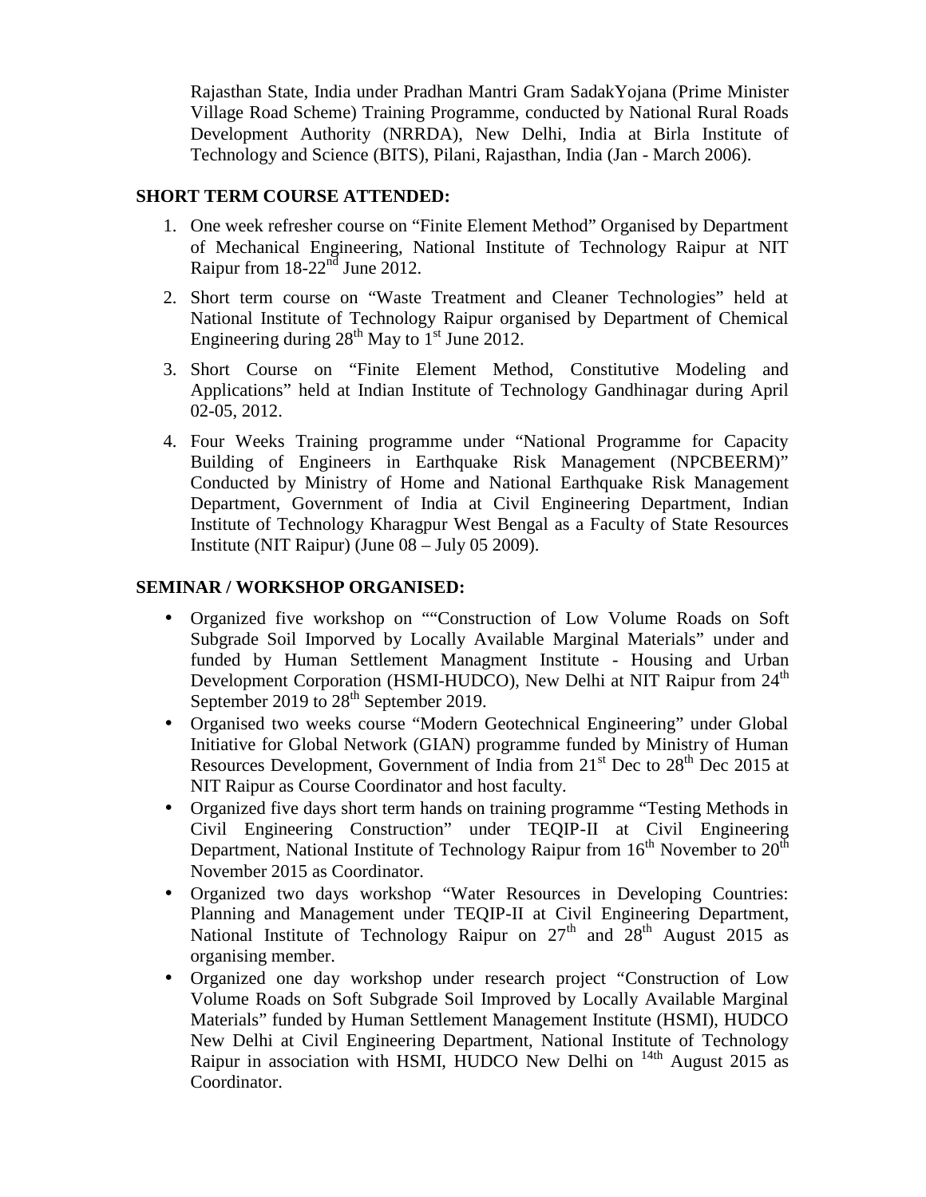Rajasthan State, India under Pradhan Mantri Gram SadakYojana (Prime Minister Village Road Scheme) Training Programme, conducted by National Rural Roads Development Authority (NRRDA), New Delhi, India at Birla Institute of Technology and Science (BITS), Pilani, Rajasthan, India (Jan - March 2006).

## SHORT TERM COURSE ATTENDED:

1. One week refresher course on "Finite Element Method" Organised by Department of Mechanical Engineering, National Institute of Technology Raipur at NIT Raipur from 18-22nd June 2012.
2. Short term course on "Waste Treatment and Cleaner Technologies" held at National Institute of Technology Raipur organised by Department of Chemical Engineering during 28th May to 1st June 2012.
3. Short Course on "Finite Element Method, Constitutive Modeling and Applications" held at Indian Institute of Technology Gandhinagar during April 02-05, 2012.
4. Four Weeks Training programme under "National Programme for Capacity Building of Engineers in Earthquake Risk Management (NPCBEERM)" Conducted by Ministry of Home and National Earthquake Risk Management Department, Government of India at Civil Engineering Department, Indian Institute of Technology Kharagpur West Bengal as a Faculty of State Resources Institute (NIT Raipur) (June 08 – July 05 2009).

## SEMINAR / WORKSHOP ORGANISED:

- Organized five workshop on ""Construction of Low Volume Roads on Soft Subgrade Soil Imporved by Locally Available Marginal Materials" under and funded by Human Settlement Managment Institute - Housing and Urban Development Corporation (HSMI-HUDCO), New Delhi at NIT Raipur from 24th September 2019 to 28th September 2019.
- Organised two weeks course "Modern Geotechnical Engineering" under Global Initiative for Global Network (GIAN) programme funded by Ministry of Human Resources Development, Government of India from 21st Dec to 28th Dec 2015 at NIT Raipur as Course Coordinator and host faculty.
- Organized five days short term hands on training programme "Testing Methods in Civil Engineering Construction" under TEQIP-II at Civil Engineering Department, National Institute of Technology Raipur from 16th November to 20th November 2015 as Coordinator.
- Organized two days workshop "Water Resources in Developing Countries: Planning and Management under TEQIP-II at Civil Engineering Department, National Institute of Technology Raipur on 27th and 28th August 2015 as organising member.
- Organized one day workshop under research project "Construction of Low Volume Roads on Soft Subgrade Soil Improved by Locally Available Marginal Materials" funded by Human Settlement Management Institute (HSMI), HUDCO New Delhi at Civil Engineering Department, National Institute of Technology Raipur in association with HSMI, HUDCO New Delhi on 14th August 2015 as Coordinator.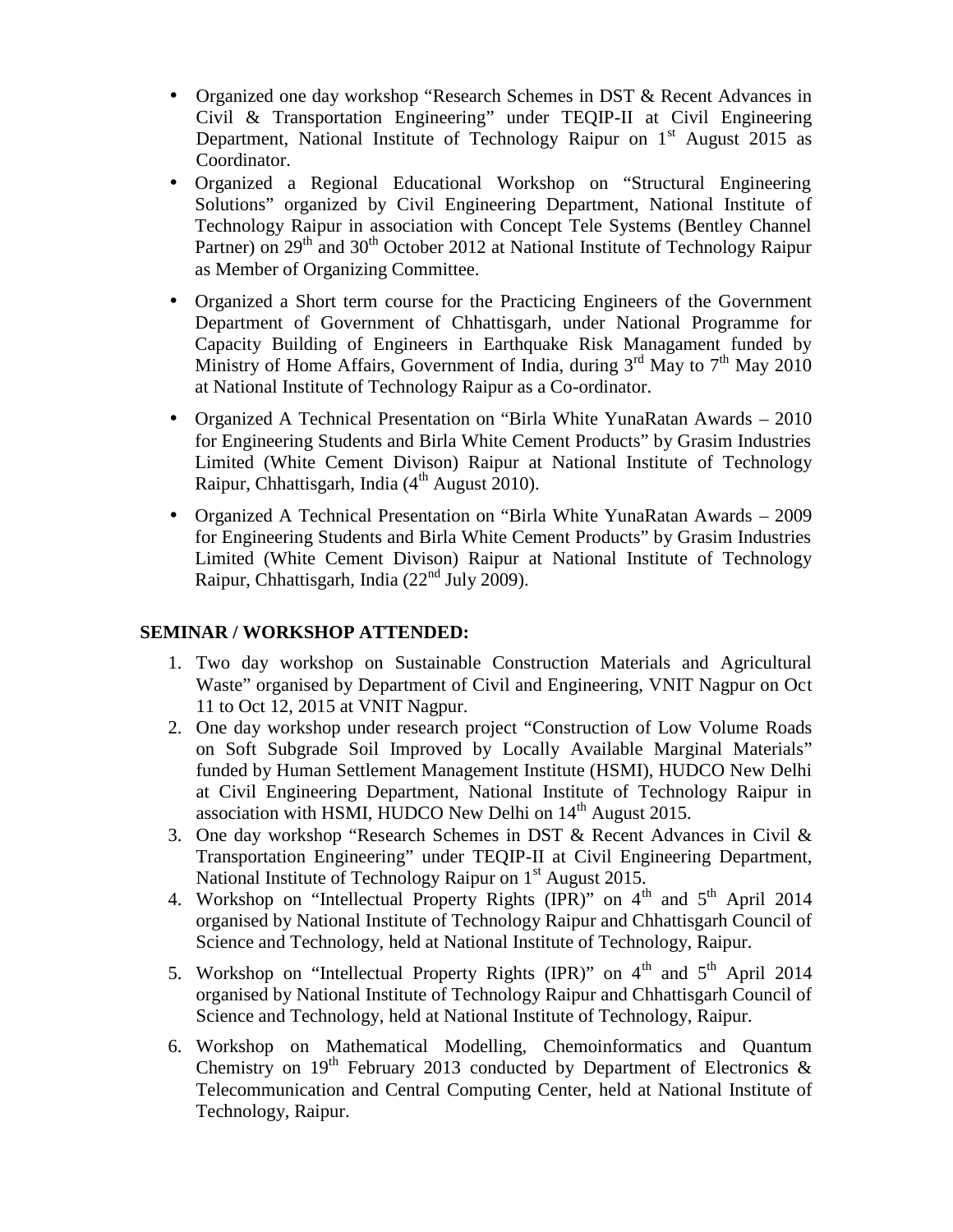- Organized one day workshop "Research Schemes in DST & Recent Advances in Civil & Transportation Engineering" under TEQIP-II at Civil Engineering Department, National Institute of Technology Raipur on 1st August 2015 as Coordinator.
- Organized a Regional Educational Workshop on "Structural Engineering Solutions" organized by Civil Engineering Department, National Institute of Technology Raipur in association with Concept Tele Systems (Bentley Channel Partner) on 29th and 30th October 2012 at National Institute of Technology Raipur as Member of Organizing Committee.
- Organized a Short term course for the Practicing Engineers of the Government Department of Government of Chhattisgarh, under National Programme for Capacity Building of Engineers in Earthquake Risk Managament funded by Ministry of Home Affairs, Government of India, during 3rd May to 7th May 2010 at National Institute of Technology Raipur as a Co-ordinator.
- Organized A Technical Presentation on "Birla White YunaRatan Awards – 2010 for Engineering Students and Birla White Cement Products" by Grasim Industries Limited (White Cement Divison) Raipur at National Institute of Technology Raipur, Chhattisgarh, India (4th August 2010).
- Organized A Technical Presentation on "Birla White YunaRatan Awards – 2009 for Engineering Students and Birla White Cement Products" by Grasim Industries Limited (White Cement Divison) Raipur at National Institute of Technology Raipur, Chhattisgarh, India (22nd July 2009).

**SEMINAR / WORKSHOP ATTENDED:**

1. Two day workshop on Sustainable Construction Materials and Agricultural Waste" organised by Department of Civil and Engineering, VNIT Nagpur on Oct 11 to Oct 12, 2015 at VNIT Nagpur.
2. One day workshop under research project "Construction of Low Volume Roads on Soft Subgrade Soil Improved by Locally Available Marginal Materials" funded by Human Settlement Management Institute (HSMI), HUDCO New Delhi at Civil Engineering Department, National Institute of Technology Raipur in association with HSMI, HUDCO New Delhi on 14th August 2015.
3. One day workshop "Research Schemes in DST & Recent Advances in Civil & Transportation Engineering" under TEQIP-II at Civil Engineering Department, National Institute of Technology Raipur on 1st August 2015.
4. Workshop on "Intellectual Property Rights (IPR)" on 4th and 5th April 2014 organised by National Institute of Technology Raipur and Chhattisgarh Council of Science and Technology, held at National Institute of Technology, Raipur.
5. Workshop on "Intellectual Property Rights (IPR)" on 4th and 5th April 2014 organised by National Institute of Technology Raipur and Chhattisgarh Council of Science and Technology, held at National Institute of Technology, Raipur.
6. Workshop on Mathematical Modelling, Chemoinformatics and Quantum Chemistry on 19th February 2013 conducted by Department of Electronics & Telecommunication and Central Computing Center, held at National Institute of Technology, Raipur.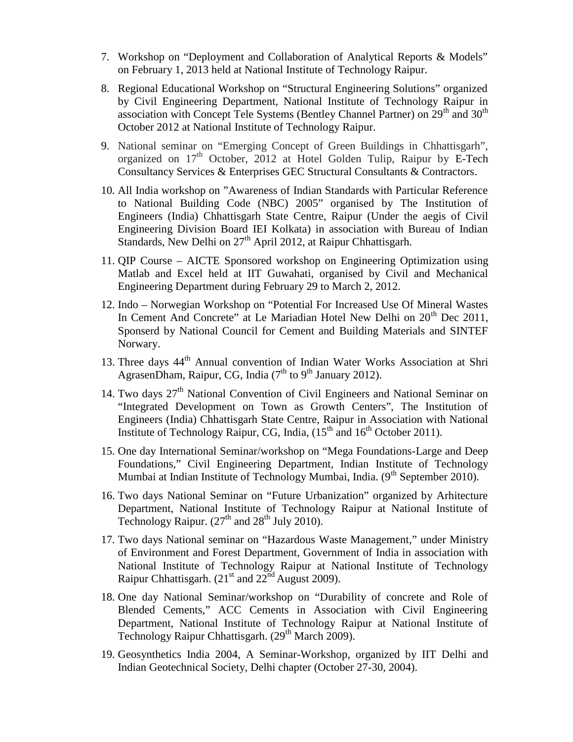7. Workshop on "Deployment and Collaboration of Analytical Reports & Models" on February 1, 2013 held at National Institute of Technology Raipur.
8. Regional Educational Workshop on "Structural Engineering Solutions" organized by Civil Engineering Department, National Institute of Technology Raipur in association with Concept Tele Systems (Bentley Channel Partner) on 29th and 30th October 2012 at National Institute of Technology Raipur.
9. National seminar on "Emerging Concept of Green Buildings in Chhattisgarh", organized on 17th October, 2012 at Hotel Golden Tulip, Raipur by E-Tech Consultancy Services & Enterprises GEC Structural Consultants & Contractors.
10. All India workshop on "Awareness of Indian Standards with Particular Reference to National Building Code (NBC) 2005" organised by The Institution of Engineers (India) Chhattisgarh State Centre, Raipur (Under the aegis of Civil Engineering Division Board IEI Kolkata) in association with Bureau of Indian Standards, New Delhi on 27th April 2012, at Raipur Chhattisgarh.
11. QIP Course – AICTE Sponsored workshop on Engineering Optimization using Matlab and Excel held at IIT Guwahati, organised by Civil and Mechanical Engineering Department during February 29 to March 2, 2012.
12. Indo – Norwegian Workshop on "Potential For Increased Use Of Mineral Wastes In Cement And Concrete" at Le Mariadian Hotel New Delhi on 20th Dec 2011, Sponserd by National Council for Cement and Building Materials and SINTEF Norway.
13. Three days 44th Annual convention of Indian Water Works Association at Shri AgrasenDham, Raipur, CG, India (7th to 9th January 2012).
14. Two days 27th National Convention of Civil Engineers and National Seminar on "Integrated Development on Town as Growth Centers", The Institution of Engineers (India) Chhattisgarh State Centre, Raipur in Association with National Institute of Technology Raipur, CG, India, (15th and 16th October 2011).
15. One day International Seminar/workshop on "Mega Foundations-Large and Deep Foundations," Civil Engineering Department, Indian Institute of Technology Mumbai at Indian Institute of Technology Mumbai, India. (9th September 2010).
16. Two days National Seminar on "Future Urbanization" organized by Arhitecture Department, National Institute of Technology Raipur at National Institute of Technology Raipur. (27th and 28th July 2010).
17. Two days National seminar on "Hazardous Waste Management," under Ministry of Environment and Forest Department, Government of India in association with National Institute of Technology Raipur at National Institute of Technology Raipur Chhattisgarh. (21st and 22nd August 2009).
18. One day National Seminar/workshop on "Durability of concrete and Role of Blended Cements," ACC Cements in Association with Civil Engineering Department, National Institute of Technology Raipur at National Institute of Technology Raipur Chhattisgarh. (29th March 2009).
19. Geosynthetics India 2004, A Seminar-Workshop, organized by IIT Delhi and Indian Geotechnical Society, Delhi chapter (October 27-30, 2004).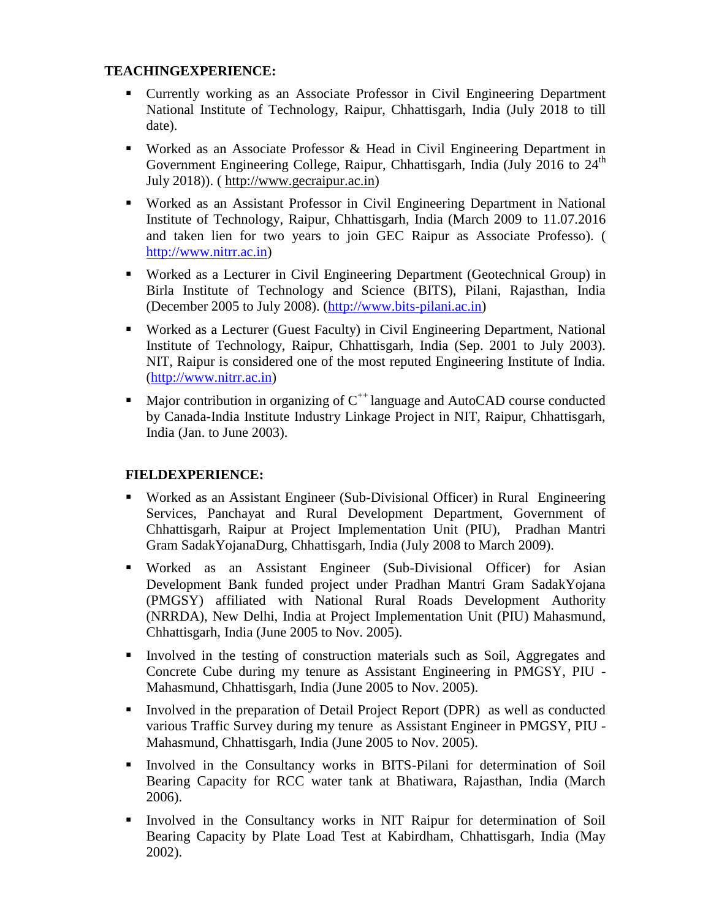**TEACHINGEXPERIENCE:**

- Currently working as an Associate Professor in Civil Engineering Department National Institute of Technology, Raipur, Chhattisgarh, India (July 2018 to till date).
- Worked as an Associate Professor & Head in Civil Engineering Department in Government Engineering College, Raipur, Chhattisgarh, India (July 2016 to 24th July 2018)). ( http://www.gecraipur.ac.in)
- Worked as an Assistant Professor in Civil Engineering Department in National Institute of Technology, Raipur, Chhattisgarh, India (March 2009 to 11.07.2016 and taken lien for two years to join GEC Raipur as Associate Professo). ( http://www.nitrr.ac.in)
- Worked as a Lecturer in Civil Engineering Department (Geotechnical Group) in Birla Institute of Technology and Science (BITS), Pilani, Rajasthan, India (December 2005 to July 2008). (http://www.bits-pilani.ac.in)
- Worked as a Lecturer (Guest Faculty) in Civil Engineering Department, National Institute of Technology, Raipur, Chhattisgarh, India (Sep. 2001 to July 2003). NIT, Raipur is considered one of the most reputed Engineering Institute of India. (http://www.nitrr.ac.in)
- Major contribution in organizing of $C^{++}$ language and AutoCAD course conducted by Canada-India Institute Industry Linkage Project in NIT, Raipur, Chhattisgarh, India (Jan. to June 2003).

**FIELDEXPERIENCE:**

- Worked as an Assistant Engineer (Sub-Divisional Officer) in Rural Engineering Services, Panchayat and Rural Development Department, Government of Chhattisgarh, Raipur at Project Implementation Unit (PIU), Pradhan Mantri Gram SadakYojanaDurg, Chhattisgarh, India (July 2008 to March 2009).
- Worked as an Assistant Engineer (Sub-Divisional Officer) for Asian Development Bank funded project under Pradhan Mantri Gram SadakYojana (PMGSY) affiliated with National Rural Roads Development Authority (NRRDA), New Delhi, India at Project Implementation Unit (PIU) Mahasmund, Chhattisgarh, India (June 2005 to Nov. 2005).
- Involved in the testing of construction materials such as Soil, Aggregates and Concrete Cube during my tenure as Assistant Engineering in PMGSY, PIU - Mahasmund, Chhattisgarh, India (June 2005 to Nov. 2005).
- Involved in the preparation of Detail Project Report (DPR) as well as conducted various Traffic Survey during my tenure as Assistant Engineer in PMGSY, PIU - Mahasmund, Chhattisgarh, India (June 2005 to Nov. 2005).
- Involved in the Consultancy works in BITS-Pilani for determination of Soil Bearing Capacity for RCC water tank at Bhatiwara, Rajasthan, India (March 2006).
- Involved in the Consultancy works in NIT Raipur for determination of Soil Bearing Capacity by Plate Load Test at Kabirdham, Chhattisgarh, India (May 2002).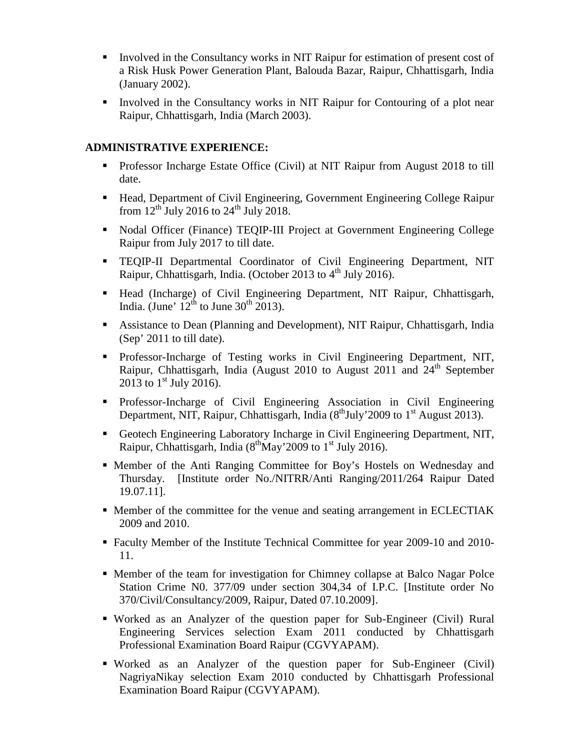- Involved in the Consultancy works in NIT Raipur for estimation of present cost of a Risk Husk Power Generation Plant, Balouda Bazar, Raipur, Chhattisgarh, India (January 2002).
- Involved in the Consultancy works in NIT Raipur for Contouring of a plot near Raipur, Chhattisgarh, India (March 2003).

**ADMINISTRATIVE EXPERIENCE:**

- Professor Incharge Estate Office (Civil) at NIT Raipur from August 2018 to till date.
- Head, Department of Civil Engineering, Government Engineering College Raipur from 12th July 2016 to 24th July 2018.
- Nodal Officer (Finance) TEQIP-III Project at Government Engineering College Raipur from July 2017 to till date.
- TEQIP-II Departmental Coordinator of Civil Engineering Department, NIT Raipur, Chhattisgarh, India. (October 2013 to 4th July 2016).
- Head (Incharge) of Civil Engineering Department, NIT Raipur, Chhattisgarh, India. (June' 12th to June 30th 2013).
- Assistance to Dean (Planning and Development), NIT Raipur, Chhattisgarh, India (Sep' 2011 to till date).
- Professor-Incharge of Testing works in Civil Engineering Department, NIT, Raipur, Chhattisgarh, India (August 2010 to August 2011 and 24th September 2013 to 1st July 2016).
- Professor-Incharge of Civil Engineering Association in Civil Engineering Department, NIT, Raipur, Chhattisgarh, India (8thJuly'2009 to 1st August 2013).
- Geotech Engineering Laboratory Incharge in Civil Engineering Department, NIT, Raipur, Chhattisgarh, India (8thMay'2009 to 1st July 2016).
- Member of the Anti Ranging Committee for Boy's Hostels on Wednesday and Thursday. [Institute order No./NITRR/Anti Ranging/2011/264 Raipur Dated 19.07.11].
- Member of the committee for the venue and seating arrangement in ECLECTIAK 2009 and 2010.
- Faculty Member of the Institute Technical Committee for year 2009-10 and 2010-11.
- Member of the team for investigation for Chimney collapse at Balco Nagar Polce Station Crime N0. 377/09 under section 304,34 of I.P.C. [Institute order No 370/Civil/Consultancy/2009, Raipur, Dated 07.10.2009].
- Worked as an Analyzer of the question paper for Sub-Engineer (Civil) Rural Engineering Services selection Exam 2011 conducted by Chhattisgarh Professional Examination Board Raipur (CGVYAPAM).
- Worked as an Analyzer of the question paper for Sub-Engineer (Civil) NagriyaNikay selection Exam 2010 conducted by Chhattisgarh Professional Examination Board Raipur (CGVYAPAM).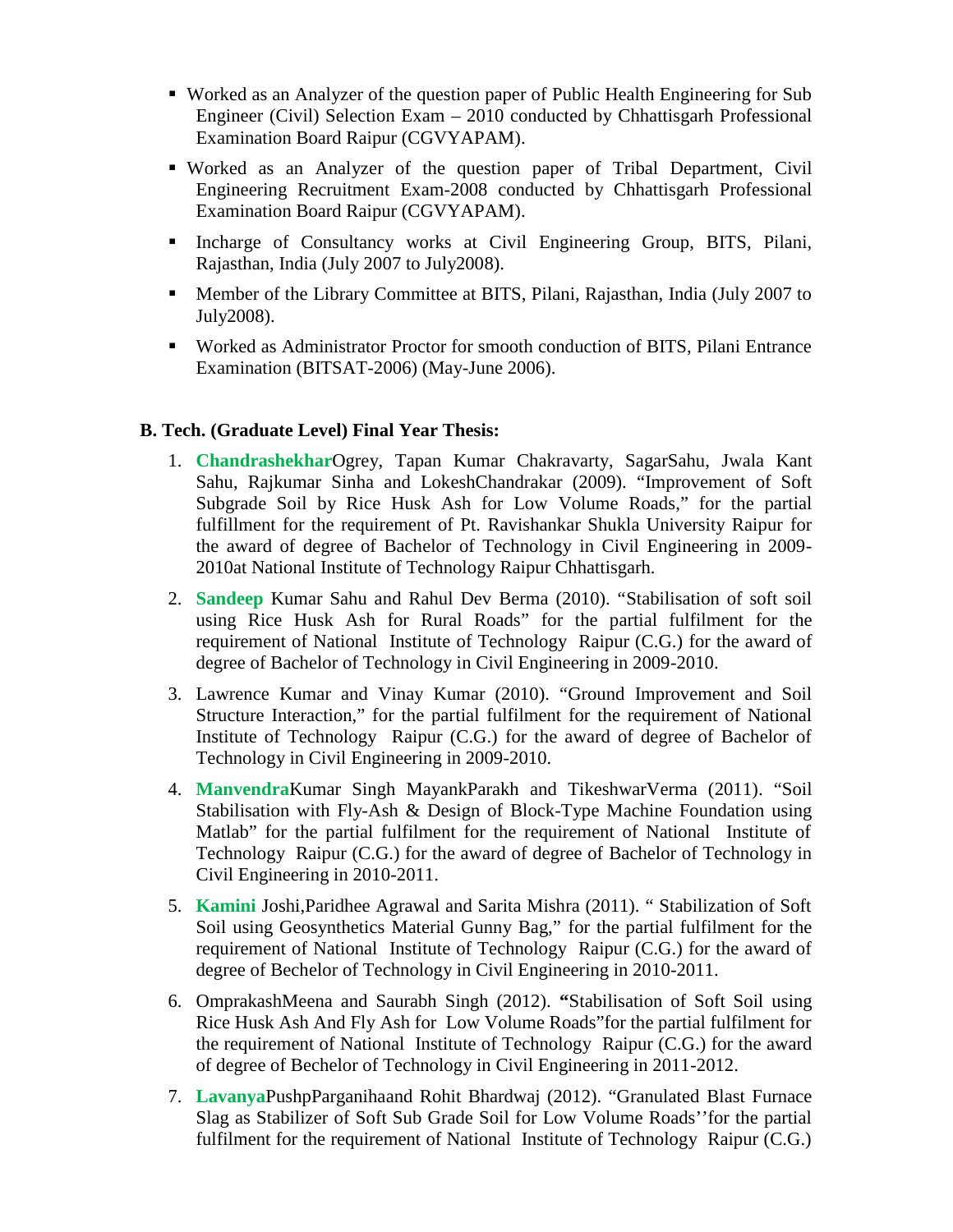- Worked as an Analyzer of the question paper of Public Health Engineering for Sub Engineer (Civil) Selection Exam – 2010 conducted by Chhattisgarh Professional Examination Board Raipur (CGVYAPAM).
- Worked as an Analyzer of the question paper of Tribal Department, Civil Engineering Recruitment Exam-2008 conducted by Chhattisgarh Professional Examination Board Raipur (CGVYAPAM).
- Incharge of Consultancy works at Civil Engineering Group, BITS, Pilani, Rajasthan, India (July 2007 to July2008).
- Member of the Library Committee at BITS, Pilani, Rajasthan, India (July 2007 to July2008).
- Worked as Administrator Proctor for smooth conduction of BITS, Pilani Entrance Examination (BITSAT-2006) (May-June 2006).

**B. Tech. (Graduate Level) Final Year Thesis:**

1. **Chandrashekhar**Ogrey, Tapan Kumar Chakravarty, SagarSahu, Jwala Kant Sahu, Rajkumar Sinha and LokeshChandrakar (2009). "Improvement of Soft Subgrade Soil by Rice Husk Ash for Low Volume Roads," for the partial fulfillment for the requirement of Pt. Ravishankar Shukla University Raipur for the award of degree of Bachelor of Technology in Civil Engineering in 2009-2010at National Institute of Technology Raipur Chhattisgarh.
2. **Sandeep** Kumar Sahu and Rahul Dev Berma (2010). "Stabilisation of soft soil using Rice Husk Ash for Rural Roads" for the partial fulfilment for the requirement of National Institute of Technology Raipur (C.G.) for the award of degree of Bachelor of Technology in Civil Engineering in 2009-2010.
3. Lawrence Kumar and Vinay Kumar (2010). "Ground Improvement and Soil Structure Interaction," for the partial fulfilment for the requirement of National Institute of Technology Raipur (C.G.) for the award of degree of Bachelor of Technology in Civil Engineering in 2009-2010.
4. **Manvendra**Kumar Singh MayankParakh and TikeshwarVerma (2011). "Soil Stabilisation with Fly-Ash & Design of Block-Type Machine Foundation using Matlab" for the partial fulfilment for the requirement of National Institute of Technology Raipur (C.G.) for the award of degree of Bachelor of Technology in Civil Engineering in 2010-2011.
5. **Kamini** Joshi,Paridhee Agrawal and Sarita Mishra (2011). " Stabilization of Soft Soil using Geosynthetics Material Gunny Bag," for the partial fulfilment for the requirement of National Institute of Technology Raipur (C.G.) for the award of degree of Bechelor of Technology in Civil Engineering in 2010-2011.
6. OmprakashMeena and Saurabh Singh (2012). **"**Stabilisation of Soft Soil using Rice Husk Ash And Fly Ash for Low Volume Roads"for the partial fulfilment for the requirement of National Institute of Technology Raipur (C.G.) for the award of degree of Bechelor of Technology in Civil Engineering in 2011-2012.
7. **Lavanya**PushpParganihaand Rohit Bhardwaj (2012). "Granulated Blast Furnace Slag as Stabilizer of Soft Sub Grade Soil for Low Volume Roads''for the partial fulfilment for the requirement of National Institute of Technology Raipur (C.G.)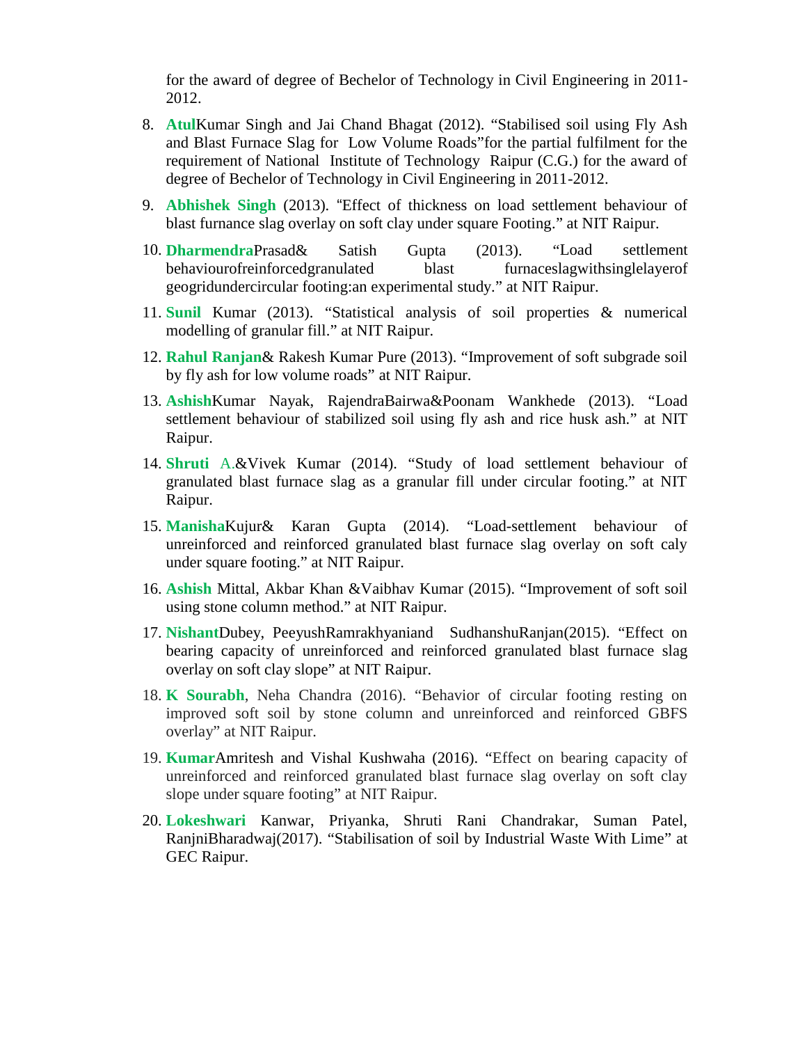for the award of degree of Bechelor of Technology in Civil Engineering in 2011-2012.

8. **Atul**Kumar Singh and Jai Chand Bhagat (2012). "Stabilised soil using Fly Ash and Blast Furnace Slag for Low Volume Roads"for the partial fulfilment for the requirement of National Institute of Technology Raipur (C.G.) for the award of degree of Bechelor of Technology in Civil Engineering in 2011-2012.
9. **Abhishek Singh** (2013). "Effect of thickness on load settlement behaviour of blast furnance slag overlay on soft clay under square Footing." at NIT Raipur.
10. **Dharmendra**Prasad& Satish Gupta (2013). "Load settlement behaviourofreinforcedgranulated blast furnaceslagwithsinglelayerof geogridundercircular footing:an experimental study." at NIT Raipur.
11. **Sunil** Kumar (2013). "Statistical analysis of soil properties & numerical modelling of granular fill." at NIT Raipur.
12. **Rahul Ranjan**& Rakesh Kumar Pure (2013). "Improvement of soft subgrade soil by fly ash for low volume roads" at NIT Raipur.
13. **Ashish**Kumar Nayak, RajendraBairwa&Poonam Wankhede (2013). "Load settlement behaviour of stabilized soil using fly ash and rice husk ash." at NIT Raipur.
14. **Shruti** A.&Vivek Kumar (2014). "Study of load settlement behaviour of granulated blast furnace slag as a granular fill under circular footing." at NIT Raipur.
15. **Manisha**Kujur& Karan Gupta (2014). "Load-settlement behaviour of unreinforced and reinforced granulated blast furnace slag overlay on soft caly under square footing." at NIT Raipur.
16. **Ashish** Mittal, Akbar Khan &Vaibhav Kumar (2015). "Improvement of soft soil using stone column method." at NIT Raipur.
17. **Nishant**Dubey, PeeyushRamrakhyaniand SudhanshuRanjan(2015). "Effect on bearing capacity of unreinforced and reinforced granulated blast furnace slag overlay on soft clay slope" at NIT Raipur.
18. **K Sourabh**, Neha Chandra (2016). "Behavior of circular footing resting on improved soft soil by stone column and unreinforced and reinforced GBFS overlay" at NIT Raipur.
19. **Kumar**Amritesh and Vishal Kushwaha (2016). "Effect on bearing capacity of unreinforced and reinforced granulated blast furnace slag overlay on soft clay slope under square footing" at NIT Raipur.
20. **Lokeshwari** Kanwar, Priyanka, Shruti Rani Chandrakar, Suman Patel, RanjniBharadwaj(2017). "Stabilisation of soil by Industrial Waste With Lime" at GEC Raipur.